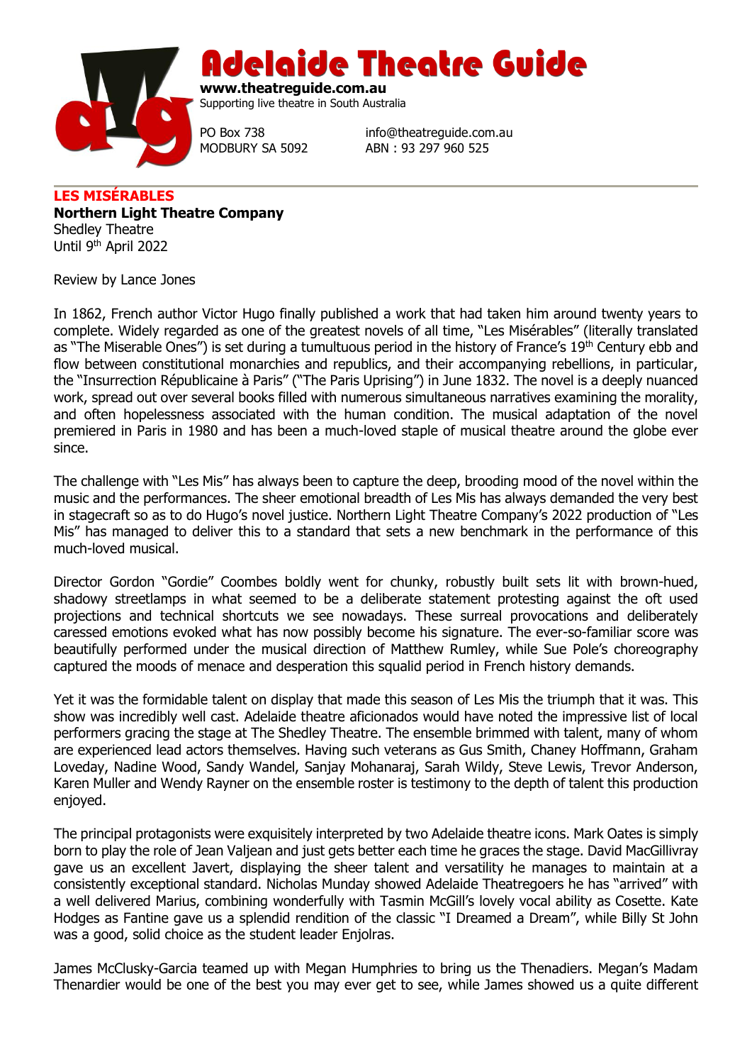# Adelaide Theatre Guide

**www.theatreguide.com.au**
Supporting live theatre in South Australia

PO Box 738
MODBURY SA 5092

info@theatreguide.com.au
ABN : 93 297 960 525

---

**LES MISÉRABLES**
**Northern Light Theatre Company**
Shedley Theatre
Until 9th April 2022

Review by Lance Jones

In 1862, French author Victor Hugo finally published a work that had taken him around twenty years to complete. Widely regarded as one of the greatest novels of all time, "Les Misérables" (literally translated as "The Miserable Ones") is set during a tumultuous period in the history of France's 19th Century ebb and flow between constitutional monarchies and republics, and their accompanying rebellions, in particular, the "Insurrection Républicaine à Paris" ("The Paris Uprising") in June 1832. The novel is a deeply nuanced work, spread out over several books filled with numerous simultaneous narratives examining the morality, and often hopelessness associated with the human condition. The musical adaptation of the novel premiered in Paris in 1980 and has been a much-loved staple of musical theatre around the globe ever since.

The challenge with "Les Mis" has always been to capture the deep, brooding mood of the novel within the music and the performances. The sheer emotional breadth of Les Mis has always demanded the very best in stagecraft so as to do Hugo's novel justice. Northern Light Theatre Company's 2022 production of "Les Mis" has managed to deliver this to a standard that sets a new benchmark in the performance of this much-loved musical.

Director Gordon "Gordie" Coombes boldly went for chunky, robustly built sets lit with brown-hued, shadowy streetlamps in what seemed to be a deliberate statement protesting against the oft used projections and technical shortcuts we see nowadays. These surreal provocations and deliberately caressed emotions evoked what has now possibly become his signature. The ever-so-familiar score was beautifully performed under the musical direction of Matthew Rumley, while Sue Pole's choreography captured the moods of menace and desperation this squalid period in French history demands.

Yet it was the formidable talent on display that made this season of Les Mis the triumph that it was. This show was incredibly well cast. Adelaide theatre aficionados would have noted the impressive list of local performers gracing the stage at The Shedley Theatre. The ensemble brimmed with talent, many of whom are experienced lead actors themselves. Having such veterans as Gus Smith, Chaney Hoffmann, Graham Loveday, Nadine Wood, Sandy Wandel, Sanjay Mohanaraj, Sarah Wildy, Steve Lewis, Trevor Anderson, Karen Muller and Wendy Rayner on the ensemble roster is testimony to the depth of talent this production enjoyed.

The principal protagonists were exquisitely interpreted by two Adelaide theatre icons. Mark Oates is simply born to play the role of Jean Valjean and just gets better each time he graces the stage. David MacGillivray gave us an excellent Javert, displaying the sheer talent and versatility he manages to maintain at a consistently exceptional standard. Nicholas Munday showed Adelaide Theatregoers he has "arrived" with a well delivered Marius, combining wonderfully with Tasmin McGill's lovely vocal ability as Cosette. Kate Hodges as Fantine gave us a splendid rendition of the classic "I Dreamed a Dream", while Billy St John was a good, solid choice as the student leader Enjolras.

James McClusky-Garcia teamed up with Megan Humphries to bring us the Thenadiers. Megan's Madam Thenardier would be one of the best you may ever get to see, while James showed us a quite different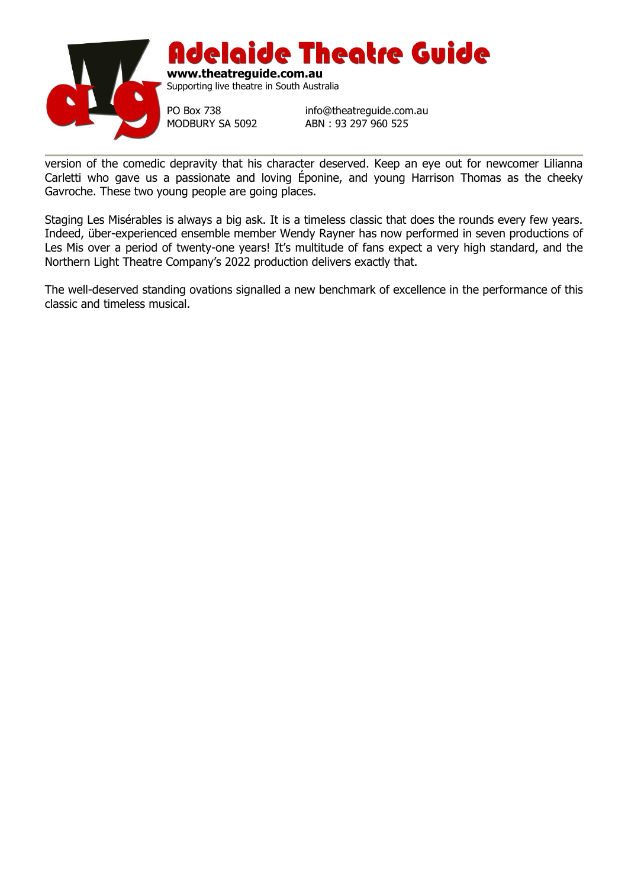version of the comedic depravity that his character deserved. Keep an eye out for newcomer Lilianna Carletti who gave us a passionate and loving Éponine, and young Harrison Thomas as the cheeky Gavroche. These two young people are going places.

Staging Les Misérables is always a big ask. It is a timeless classic that does the rounds every few years. Indeed, über-experienced ensemble member Wendy Rayner has now performed in seven productions of Les Mis over a period of twenty-one years! It's multitude of fans expect a very high standard, and the Northern Light Theatre Company's 2022 production delivers exactly that.

The well-deserved standing ovations signalled a new benchmark of excellence in the performance of this classic and timeless musical.